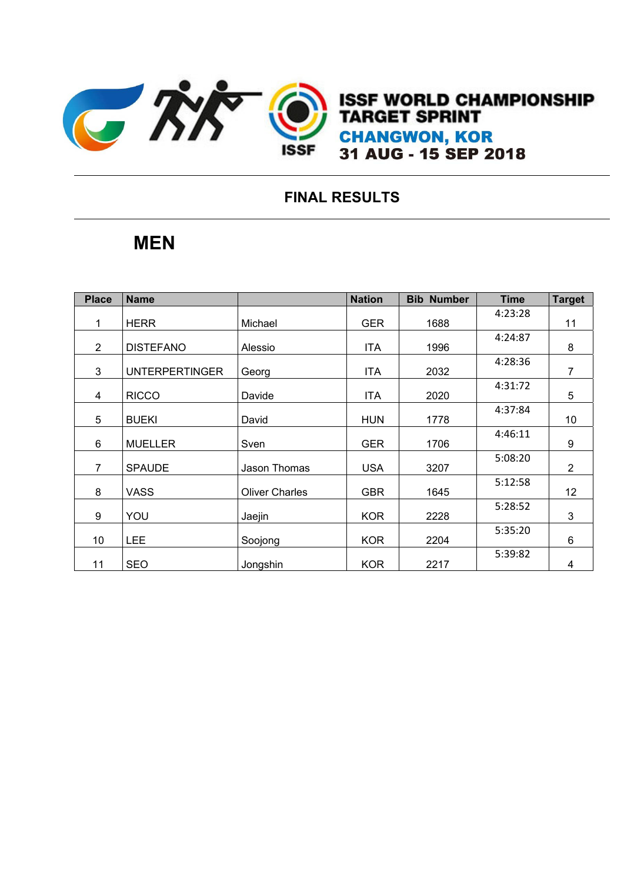# ISSF WORLD CHAMPIONSHIP TARGET SPRINT

## CHANGWON, KOR

## 31 AUG - 15 SEP 2018

## FINAL RESULTS

## MEN

| Place | Name | | Nation | Bib Number | Time | Target |
|---|---|---|---|---|---|---|
| 1 | HERR | Michael | GER | 1688 | 4:23:28 | 11 |
| 2 | DISTEFANO | Alessio | ITA | 1996 | 4:24:87 | 8 |
| 3 | UNTERPERTINGER | Georg | ITA | 2032 | 4:28:36 | 7 |
| 4 | RICCO | Davide | ITA | 2020 | 4:31:72 | 5 |
| 5 | BUEKI | David | HUN | 1778 | 4:37:84 | 10 |
| 6 | MUELLER | Sven | GER | 1706 | 4:46:11 | 9 |
| 7 | SPAUDE | Jason Thomas | USA | 3207 | 5:08:20 | 2 |
| 8 | VASS | Oliver Charles | GBR | 1645 | 5:12:58 | 12 |
| 9 | YOU | Jaejin | KOR | 2228 | 5:28:52 | 3 |
| 10 | LEE | Soojong | KOR | 2204 | 5:35:20 | 6 |
| 11 | SEO | Jongshin | KOR | 2217 | 5:39:82 | 4 |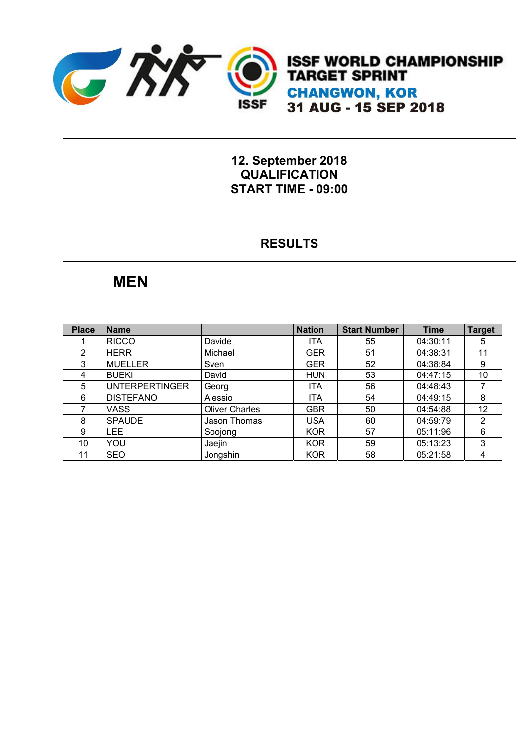# ISSF WORLD CHAMPIONSHIP TARGET SPRINT

**CHANGWON, KOR**

**31 AUG - 15 SEP 2018**

**12. September 2018**
**QUALIFICATION**
**START TIME - 09:00**

## RESULTS

## MEN

| Place | Name | | Nation | Start Number | Time | Target |
|---|---|---|---|---|---|---|
| 1 | RICCO | Davide | ITA | 55 | 04:30:11 | 5 |
| 2 | HERR | Michael | GER | 51 | 04:38:31 | 11 |
| 3 | MUELLER | Sven | GER | 52 | 04:38:84 | 9 |
| 4 | BUEKI | David | HUN | 53 | 04:47:15 | 10 |
| 5 | UNTERPERTINGER | Georg | ITA | 56 | 04:48:43 | 7 |
| 6 | DISTEFANO | Alessio | ITA | 54 | 04:49:15 | 8 |
| 7 | VASS | Oliver Charles | GBR | 50 | 04:54:88 | 12 |
| 8 | SPAUDE | Jason Thomas | USA | 60 | 04:59:79 | 2 |
| 9 | LEE | Soojong | KOR | 57 | 05:11:96 | 6 |
| 10 | YOU | Jaejin | KOR | 59 | 05:13:23 | 3 |
| 11 | SEO | Jongshin | KOR | 58 | 05:21:58 | 4 |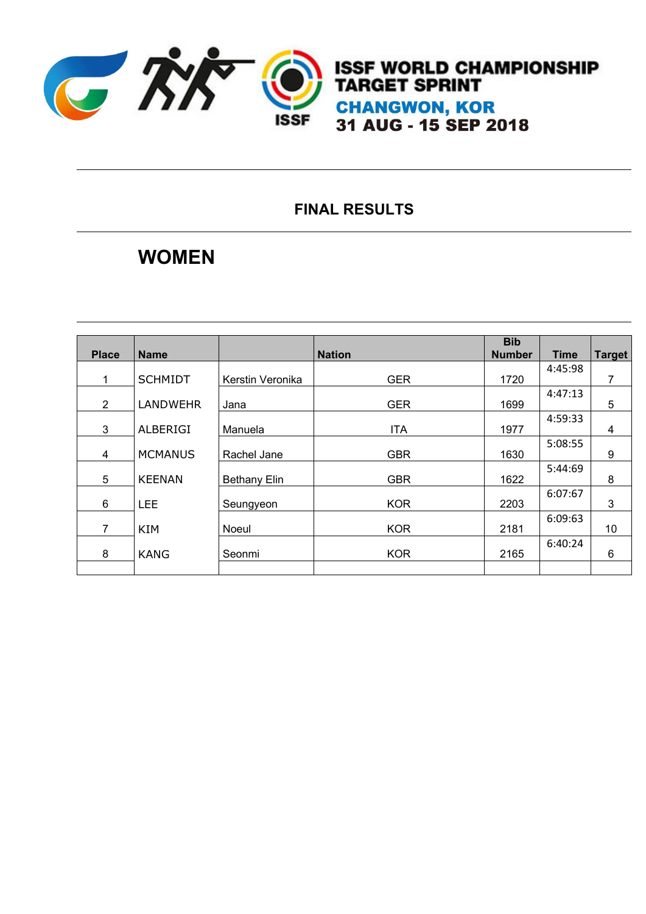# ISSF WORLD CHAMPIONSHIP TARGET SPRINT

## CHANGWON, KOR

## 31 AUG - 15 SEP 2018

## FINAL RESULTS

## WOMEN

| Place | Name | | Nation | Bib Number | Time | Target |
|---|---|---|---|---|---|---|
| 1 | SCHMIDT | Kerstin Veronika | GER | 1720 | 4:45:98 | 7 |
| 2 | LANDWEHR | Jana | GER | 1699 | 4:47:13 | 5 |
| 3 | ALBERIGI | Manuela | ITA | 1977 | 4:59:33 | 4 |
| 4 | MCMANUS | Rachel Jane | GBR | 1630 | 5:08:55 | 9 |
| 5 | KEENAN | Bethany Elin | GBR | 1622 | 5:44:69 | 8 |
| 6 | LEE | Seungyeon | KOR | 2203 | 6:07:67 | 3 |
| 7 | KIM | Noeul | KOR | 2181 | 6:09:63 | 10 |
| 8 | KANG | Seonmi | KOR | 2165 | 6:40:24 | 6 |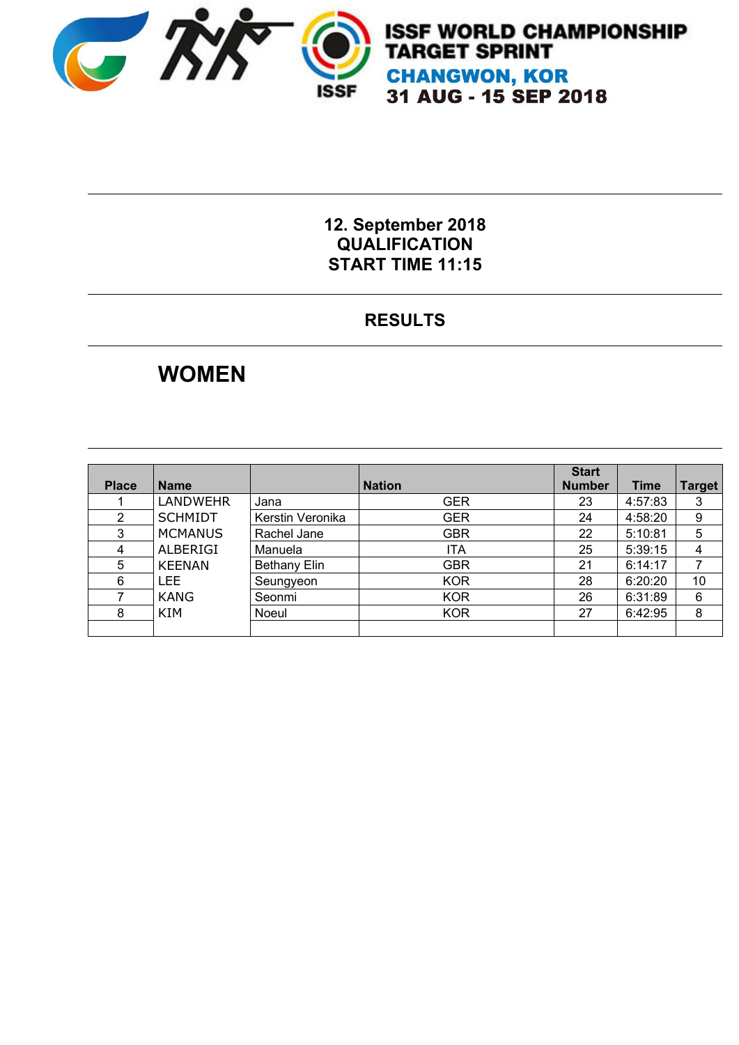# ISSF WORLD CHAMPIONSHIP TARGET SPRINT

## CHANGWON, KOR

## 31 AUG - 15 SEP 2018

**12. September 2018**
**QUALIFICATION**
**START TIME 11:15**

## RESULTS

## WOMEN

| Place | Name | | Nation | Start Number | Time | Target |
|---|---|---|---|---|---|---|
| 1 | LANDWEHR | Jana | GER | 23 | 4:57:83 | 3 |
| 2 | SCHMIDT | Kerstin Veronika | GER | 24 | 4:58:20 | 9 |
| 3 | MCMANUS | Rachel Jane | GBR | 22 | 5:10:81 | 5 |
| 4 | ALBERIGI | Manuela | ITA | 25 | 5:39:15 | 4 |
| 5 | KEENAN | Bethany Elin | GBR | 21 | 6:14:17 | 7 |
| 6 | LEE | Seungyeon | KOR | 28 | 6:20:20 | 10 |
| 7 | KANG | Seonmi | KOR | 26 | 6:31:89 | 6 |
| 8 | KIM | Noeul | KOR | 27 | 6:42:95 | 8 |
| | | | | | | |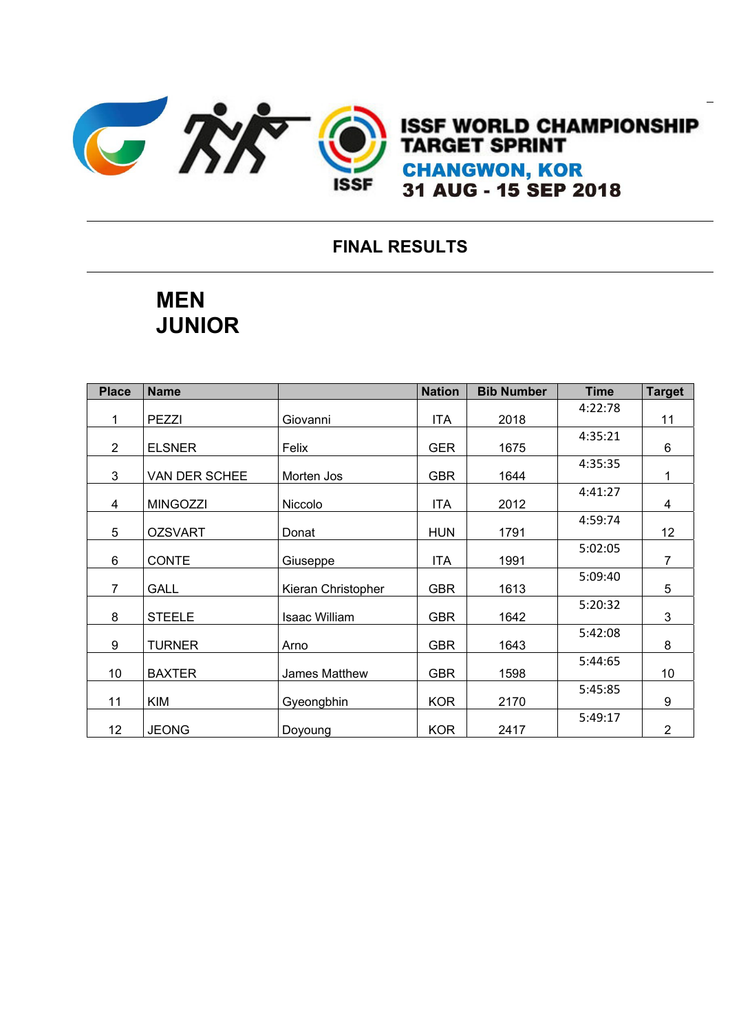# ISSF WORLD CHAMPIONSHIP TARGET SPRINT

## CHANGWON, KOR

## 31 AUG - 15 SEP 2018

## FINAL RESULTS

## MEN
## JUNIOR

| Place | Name | | Nation | Bib Number | Time | Target |
|---|---|---|---|---|---|---|
| 1 | PEZZI | Giovanni | ITA | 2018 | 4:22:78 | 11 |
| 2 | ELSNER | Felix | GER | 1675 | 4:35:21 | 6 |
| 3 | VAN DER SCHEE | Morten Jos | GBR | 1644 | 4:35:35 | 1 |
| 4 | MINGOZZI | Niccolo | ITA | 2012 | 4:41:27 | 4 |
| 5 | OZSVART | Donat | HUN | 1791 | 4:59:74 | 12 |
| 6 | CONTE | Giuseppe | ITA | 1991 | 5:02:05 | 7 |
| 7 | GALL | Kieran Christopher | GBR | 1613 | 5:09:40 | 5 |
| 8 | STEELE | Isaac William | GBR | 1642 | 5:20:32 | 3 |
| 9 | TURNER | Arno | GBR | 1643 | 5:42:08 | 8 |
| 10 | BAXTER | James Matthew | GBR | 1598 | 5:44:65 | 10 |
| 11 | KIM | Gyeongbhin | KOR | 2170 | 5:45:85 | 9 |
| 12 | JEONG | Doyoung | KOR | 2417 | 5:49:17 | 2 |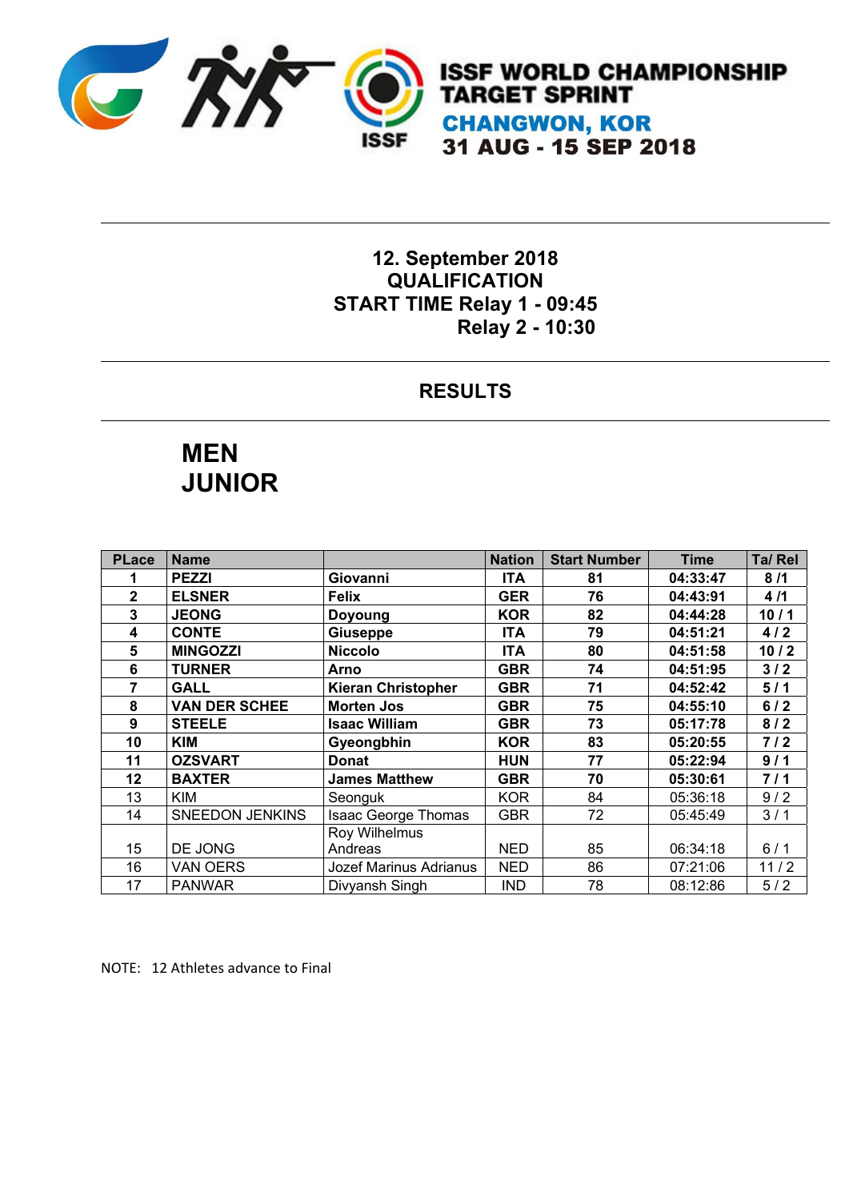# ISSF WORLD CHAMPIONSHIP TARGET SPRINT

**CHANGWON, KOR**

**31 AUG - 15 SEP 2018**

**12. September 2018**
**QUALIFICATION**
**START TIME Relay 1 - 09:45**
**Relay 2 - 10:30**

## RESULTS

## MEN JUNIOR

| PLace | Name | | Nation | Start Number | Time | Ta/ Rel |
|---|---|---|---|---|---|---|
| **1** | **PEZZI** | **Giovanni** | **ITA** | **81** | **04:33:47** | **8 /1** |
| **2** | **ELSNER** | **Felix** | **GER** | **76** | **04:43:91** | **4 /1** |
| **3** | **JEONG** | **Doyoung** | **KOR** | **82** | **04:44:28** | **10 / 1** |
| **4** | **CONTE** | **Giuseppe** | **ITA** | **79** | **04:51:21** | **4 / 2** |
| **5** | **MINGOZZI** | **Niccolo** | **ITA** | **80** | **04:51:58** | **10 / 2** |
| **6** | **TURNER** | **Arno** | **GBR** | **74** | **04:51:95** | **3 / 2** |
| **7** | **GALL** | **Kieran Christopher** | **GBR** | **71** | **04:52:42** | **5 / 1** |
| **8** | **VAN DER SCHEE** | **Morten Jos** | **GBR** | **75** | **04:55:10** | **6 / 2** |
| **9** | **STEELE** | **Isaac William** | **GBR** | **73** | **05:17:78** | **8 / 2** |
| **10** | **KIM** | **Gyeongbhin** | **KOR** | **83** | **05:20:55** | **7 / 2** |
| **11** | **OZSVART** | **Donat** | **HUN** | **77** | **05:22:94** | **9 / 1** |
| **12** | **BAXTER** | **James Matthew** | **GBR** | **70** | **05:30:61** | **7 / 1** |
| 13 | KIM | Seonguk | KOR | 84 | 05:36:18 | 9 / 2 |
| 14 | SNEEDON JENKINS | Isaac George Thomas | GBR | 72 | 05:45:49 | 3 / 1 |
| 15 | DE JONG | Roy Wilhelmus Andreas | NED | 85 | 06:34:18 | 6 / 1 |
| 16 | VAN OERS | Jozef Marinus Adrianus | NED | 86 | 07:21:06 | 11 / 2 |
| 17 | PANWAR | Divyansh Singh | IND | 78 | 08:12:86 | 5 / 2 |

NOTE: 12 Athletes advance to Final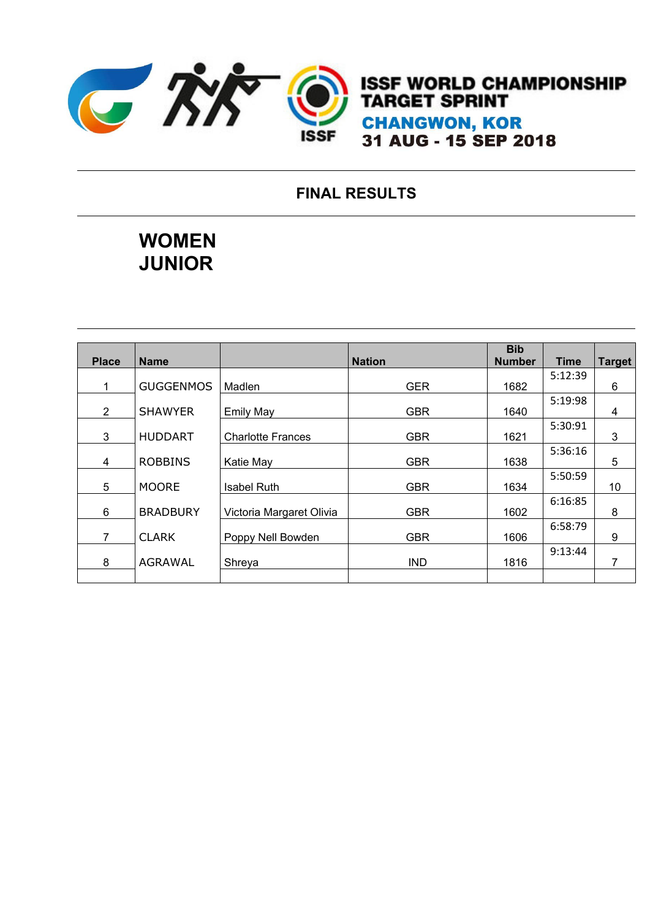# ISSF WORLD CHAMPIONSHIP TARGET SPRINT

## CHANGWON, KOR

## 31 AUG - 15 SEP 2018

---

## FINAL RESULTS

---

## WOMEN JUNIOR

| Place | Name | | Nation | Bib Number | Time | Target |
|---|---|---|---|---|---|---|
| 1 | GUGGENMOS | Madlen | GER | 1682 | 5:12:39 | 6 |
| 2 | SHAWYER | Emily May | GBR | 1640 | 5:19:98 | 4 |
| 3 | HUDDART | Charlotte Frances | GBR | 1621 | 5:30:91 | 3 |
| 4 | ROBBINS | Katie May | GBR | 1638 | 5:36:16 | 5 |
| 5 | MOORE | Isabel Ruth | GBR | 1634 | 5:50:59 | 10 |
| 6 | BRADBURY | Victoria Margaret Olivia | GBR | 1602 | 6:16:85 | 8 |
| 7 | CLARK | Poppy Nell Bowden | GBR | 1606 | 6:58:79 | 9 |
| 8 | AGRAWAL | Shreya | IND | 1816 | 9:13:44 | 7 |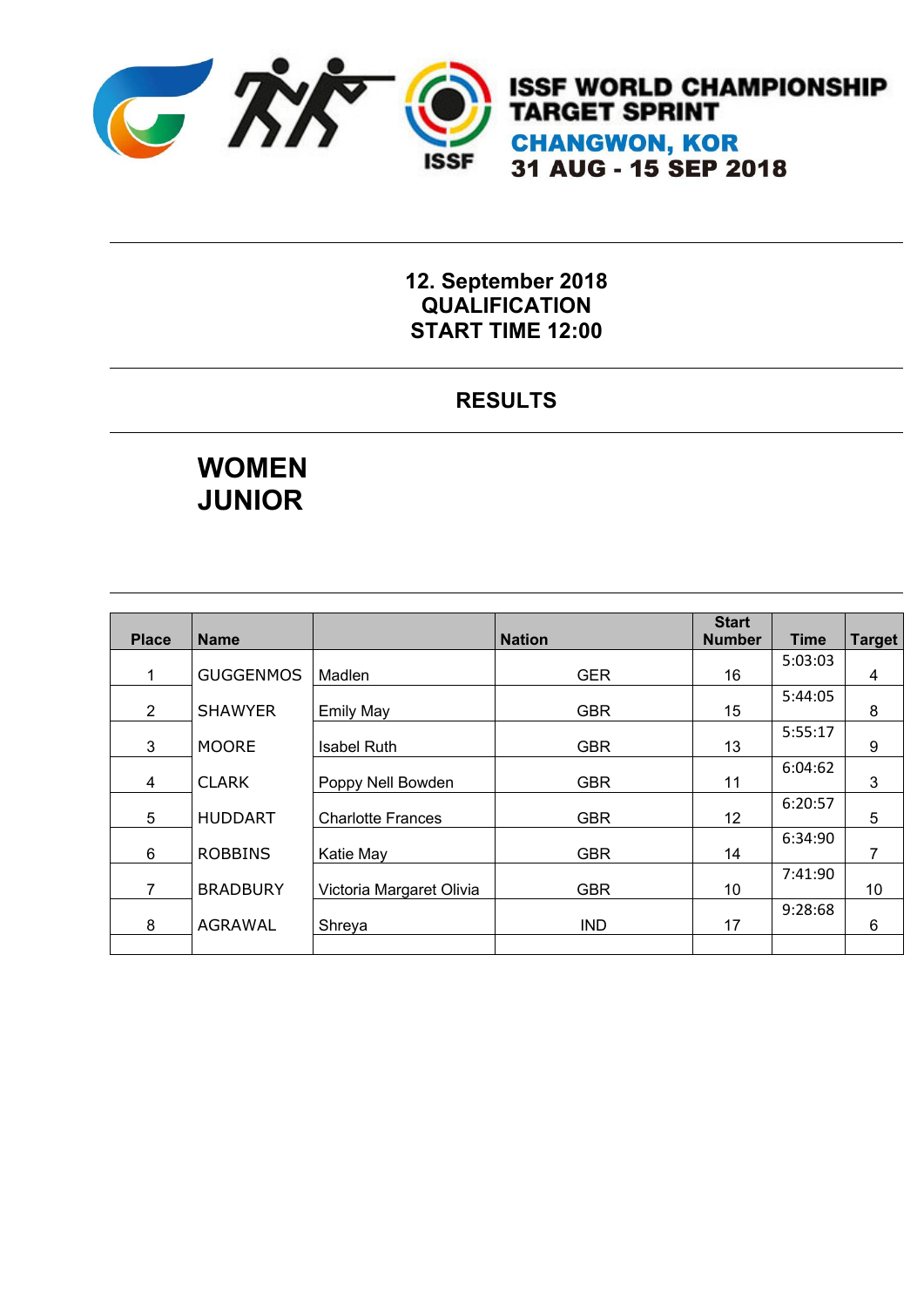# ISSF WORLD CHAMPIONSHIP TARGET SPRINT

## CHANGWON, KOR

## 31 AUG - 15 SEP 2018

**12. September 2018**
**QUALIFICATION**
**START TIME 12:00**

## RESULTS

## WOMEN JUNIOR

| Place | Name | | Nation | Start Number | Time | Target |
|---|---|---|---|---|---|---|
| 1 | GUGGENMOS | Madlen | GER | 16 | 5:03:03 | 4 |
| 2 | SHAWYER | Emily May | GBR | 15 | 5:44:05 | 8 |
| 3 | MOORE | Isabel Ruth | GBR | 13 | 5:55:17 | 9 |
| 4 | CLARK | Poppy Nell Bowden | GBR | 11 | 6:04:62 | 3 |
| 5 | HUDDART | Charlotte Frances | GBR | 12 | 6:20:57 | 5 |
| 6 | ROBBINS | Katie May | GBR | 14 | 6:34:90 | 7 |
| 7 | BRADBURY | Victoria Margaret Olivia | GBR | 10 | 7:41:90 | 10 |
| 8 | AGRAWAL | Shreya | IND | 17 | 9:28:68 | 6 |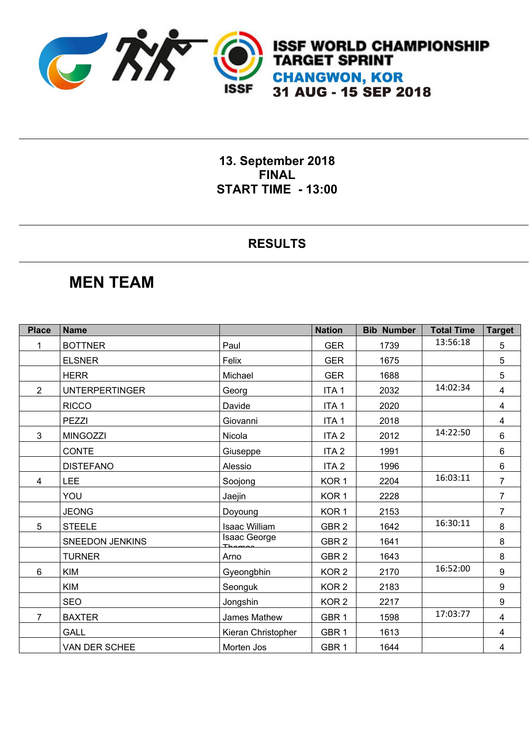# ISSF WORLD CHAMPIONSHIP TARGET SPRINT

**CHANGWON, KOR**

**31 AUG - 15 SEP 2018**

**13. September 2018**
**FINAL**
**START TIME - 13:00**

## RESULTS

# MEN TEAM

| Place | Name | | Nation | Bib Number | Total Time | Target |
|---|---|---|---|---|---|---|
| 1 | BOTTNER | Paul | GER | 1739 | 13:56:18 | 5 |
| | ELSNER | Felix | GER | 1675 | | 5 |
| | HERR | Michael | GER | 1688 | | 5 |
| 2 | UNTERPERTINGER | Georg | ITA 1 | 2032 | 14:02:34 | 4 |
| | RICCO | Davide | ITA 1 | 2020 | | 4 |
| | PEZZI | Giovanni | ITA 1 | 2018 | | 4 |
| 3 | MINGOZZI | Nicola | ITA 2 | 2012 | 14:22:50 | 6 |
| | CONTE | Giuseppe | ITA 2 | 1991 | | 6 |
| | DISTEFANO | Alessio | ITA 2 | 1996 | | 6 |
| 4 | LEE | Soojong | KOR 1 | 2204 | 16:03:11 | 7 |
| | YOU | Jaejin | KOR 1 | 2228 | | 7 |
| | JEONG | Doyoung | KOR 1 | 2153 | | 7 |
| 5 | STEELE | Isaac William | GBR 2 | 1642 | 16:30:11 | 8 |
| | SNEEDON JENKINS | Isaac George Thomas | GBR 2 | 1641 | | 8 |
| | TURNER | Arno | GBR 2 | 1643 | | 8 |
| 6 | KIM | Gyeongbhin | KOR 2 | 2170 | 16:52:00 | 9 |
| | KIM | Seonguk | KOR 2 | 2183 | | 9 |
| | SEO | Jongshin | KOR 2 | 2217 | | 9 |
| 7 | BAXTER | James Mathew | GBR 1 | 1598 | 17:03:77 | 4 |
| | GALL | Kieran Christopher | GBR 1 | 1613 | | 4 |
| | VAN DER SCHEE | Morten Jos | GBR 1 | 1644 | | 4 |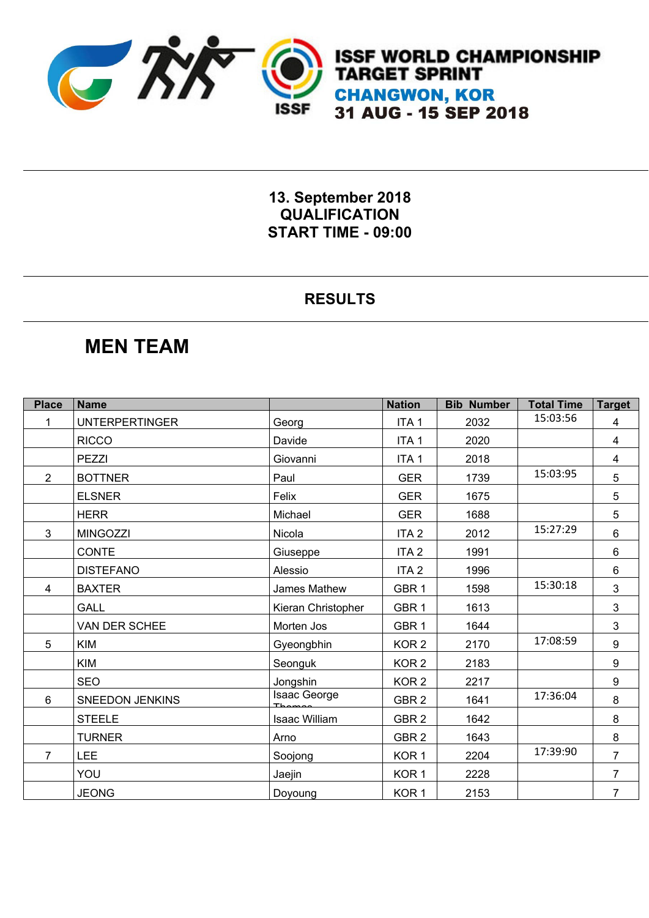# ISSF WORLD CHAMPIONSHIP TARGET SPRINT

**CHANGWON, KOR**

**31 AUG - 15 SEP 2018**

**13. September 2018**
**QUALIFICATION**
**START TIME - 09:00**

## RESULTS

## MEN TEAM

| Place | Name | | Nation | Bib Number | Total Time | Target |
|---|---|---|---|---|---|---|
| 1 | UNTERPERTINGER | Georg | ITA 1 | 2032 | 15:03:56 | 4 |
| | RICCO | Davide | ITA 1 | 2020 | | 4 |
| | PEZZI | Giovanni | ITA 1 | 2018 | | 4 |
| 2 | BOTTNER | Paul | GER | 1739 | 15:03:95 | 5 |
| | ELSNER | Felix | GER | 1675 | | 5 |
| | HERR | Michael | GER | 1688 | | 5 |
| 3 | MINGOZZI | Nicola | ITA 2 | 2012 | 15:27:29 | 6 |
| | CONTE | Giuseppe | ITA 2 | 1991 | | 6 |
| | DISTEFANO | Alessio | ITA 2 | 1996 | | 6 |
| 4 | BAXTER | James Mathew | GBR 1 | 1598 | 15:30:18 | 3 |
| | GALL | Kieran Christopher | GBR 1 | 1613 | | 3 |
| | VAN DER SCHEE | Morten Jos | GBR 1 | 1644 | | 3 |
| 5 | KIM | Gyeongbhin | KOR 2 | 2170 | 17:08:59 | 9 |
| | KIM | Seonguk | KOR 2 | 2183 | | 9 |
| | SEO | Jongshin | KOR 2 | 2217 | | 9 |
| 6 | SNEEDON JENKINS | Isaac George Thomas | GBR 2 | 1641 | 17:36:04 | 8 |
| | STEELE | Isaac William | GBR 2 | 1642 | | 8 |
| | TURNER | Arno | GBR 2 | 1643 | | 8 |
| 7 | LEE | Soojong | KOR 1 | 2204 | 17:39:90 | 7 |
| | YOU | Jaejin | KOR 1 | 2228 | | 7 |
| | JEONG | Doyoung | KOR 1 | 2153 | | 7 |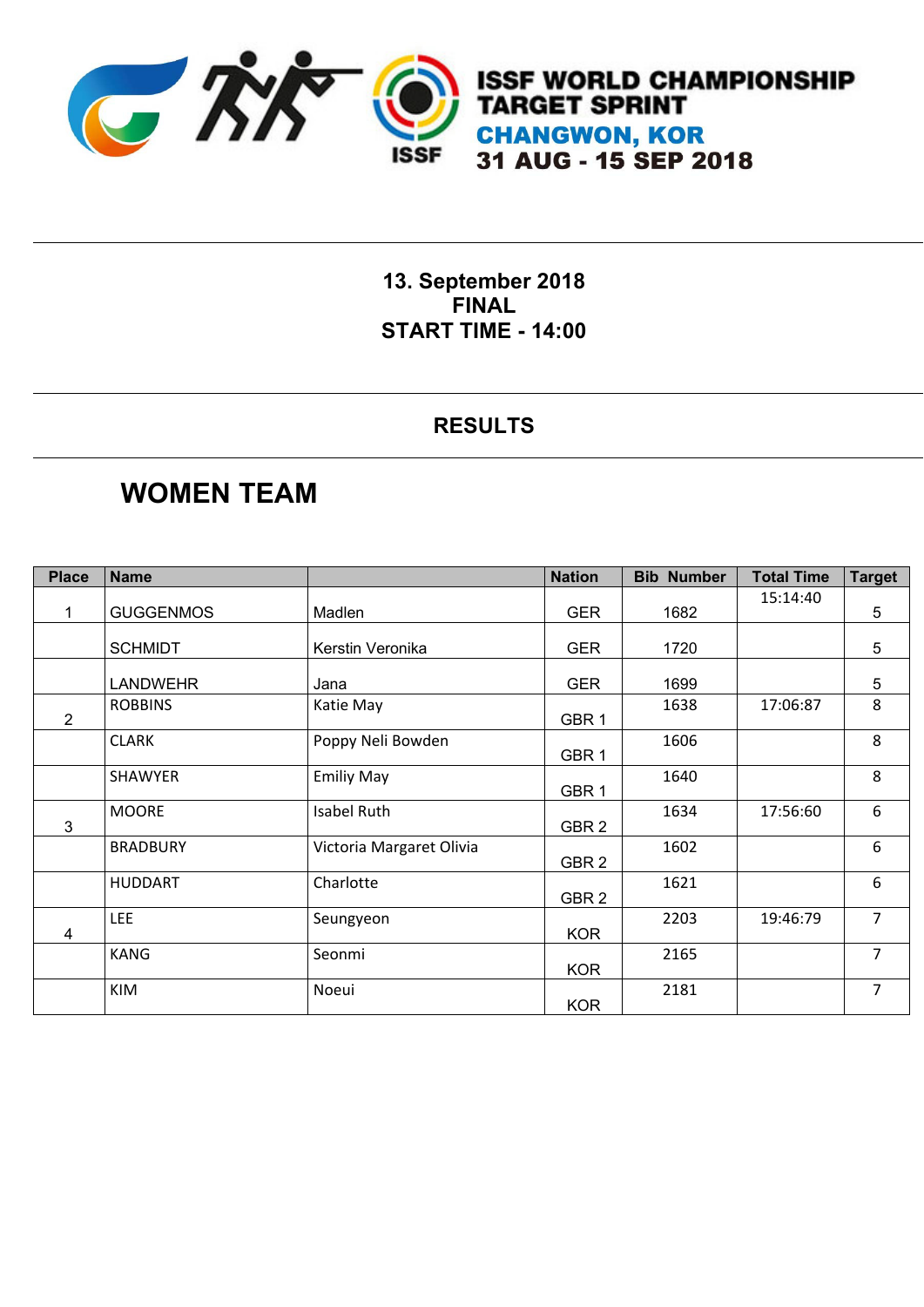# ISSF WORLD CHAMPIONSHIP TARGET SPRINT

## CHANGWON, KOR

## 31 AUG - 15 SEP 2018

**13. September 2018**
**FINAL**
**START TIME - 14:00**

## RESULTS

# WOMEN TEAM

| Place | Name | | Nation | Bib Number | Total Time | Target |
|---|---|---|---|---|---|---|
| 1 | GUGGENMOS | Madlen | GER | 1682 | 15:14:40 | 5 |
| | SCHMIDT | Kerstin Veronika | GER | 1720 | | 5 |
| | LANDWEHR | Jana | GER | 1699 | | 5 |
| 2 | ROBBINS | Katie May | GBR 1 | 1638 | 17:06:87 | 8 |
| | CLARK | Poppy Neli Bowden | GBR 1 | 1606 | | 8 |
| | SHAWYER | Emiliy May | GBR 1 | 1640 | | 8 |
| 3 | MOORE | Isabel Ruth | GBR 2 | 1634 | 17:56:60 | 6 |
| | BRADBURY | Victoria Margaret Olivia | GBR 2 | 1602 | | 6 |
| | HUDDART | Charlotte | GBR 2 | 1621 | | 6 |
| 4 | LEE | Seungyeon | KOR | 2203 | 19:46:79 | 7 |
| | KANG | Seonmi | KOR | 2165 | | 7 |
| | KIM | Noeui | KOR | 2181 | | 7 |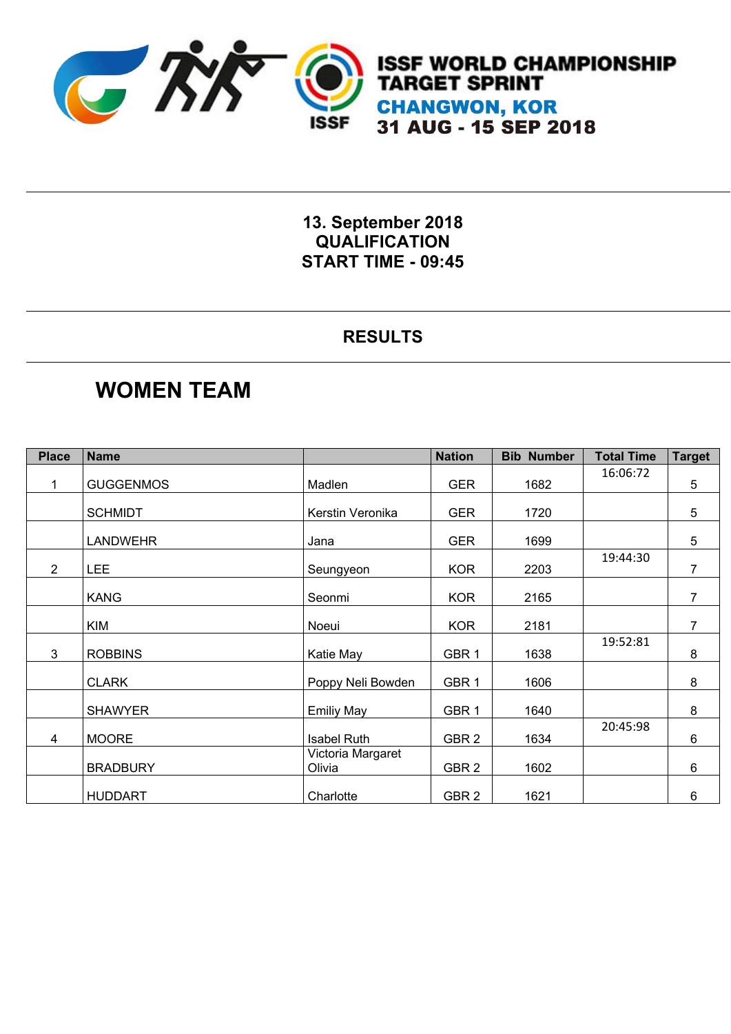ISSF WORLD CHAMPIONSHIP
TARGET SPRINT
CHANGWON, KOR
31 AUG - 15 SEP 2018

**13. September 2018**
**QUALIFICATION**
**START TIME - 09:45**

## RESULTS

# WOMEN TEAM

| Place | Name | | Nation | Bib Number | Total Time | Target |
|---|---|---|---|---|---|---|
| 1 | GUGGENMOS | Madlen | GER | 1682 | 16:06:72 | 5 |
| | SCHMIDT | Kerstin Veronika | GER | 1720 | | 5 |
| | LANDWEHR | Jana | GER | 1699 | | 5 |
| 2 | LEE | Seungyeon | KOR | 2203 | 19:44:30 | 7 |
| | KANG | Seonmi | KOR | 2165 | | 7 |
| | KIM | Noeui | KOR | 2181 | | 7 |
| 3 | ROBBINS | Katie May | GBR 1 | 1638 | 19:52:81 | 8 |
| | CLARK | Poppy Neli Bowden | GBR 1 | 1606 | | 8 |
| | SHAWYER | Emiliy May | GBR 1 | 1640 | | 8 |
| 4 | MOORE | Isabel Ruth | GBR 2 | 1634 | 20:45:98 | 6 |
| | BRADBURY | Victoria Margaret Olivia | GBR 2 | 1602 | | 6 |
| | HUDDART | Charlotte | GBR 2 | 1621 | | 6 |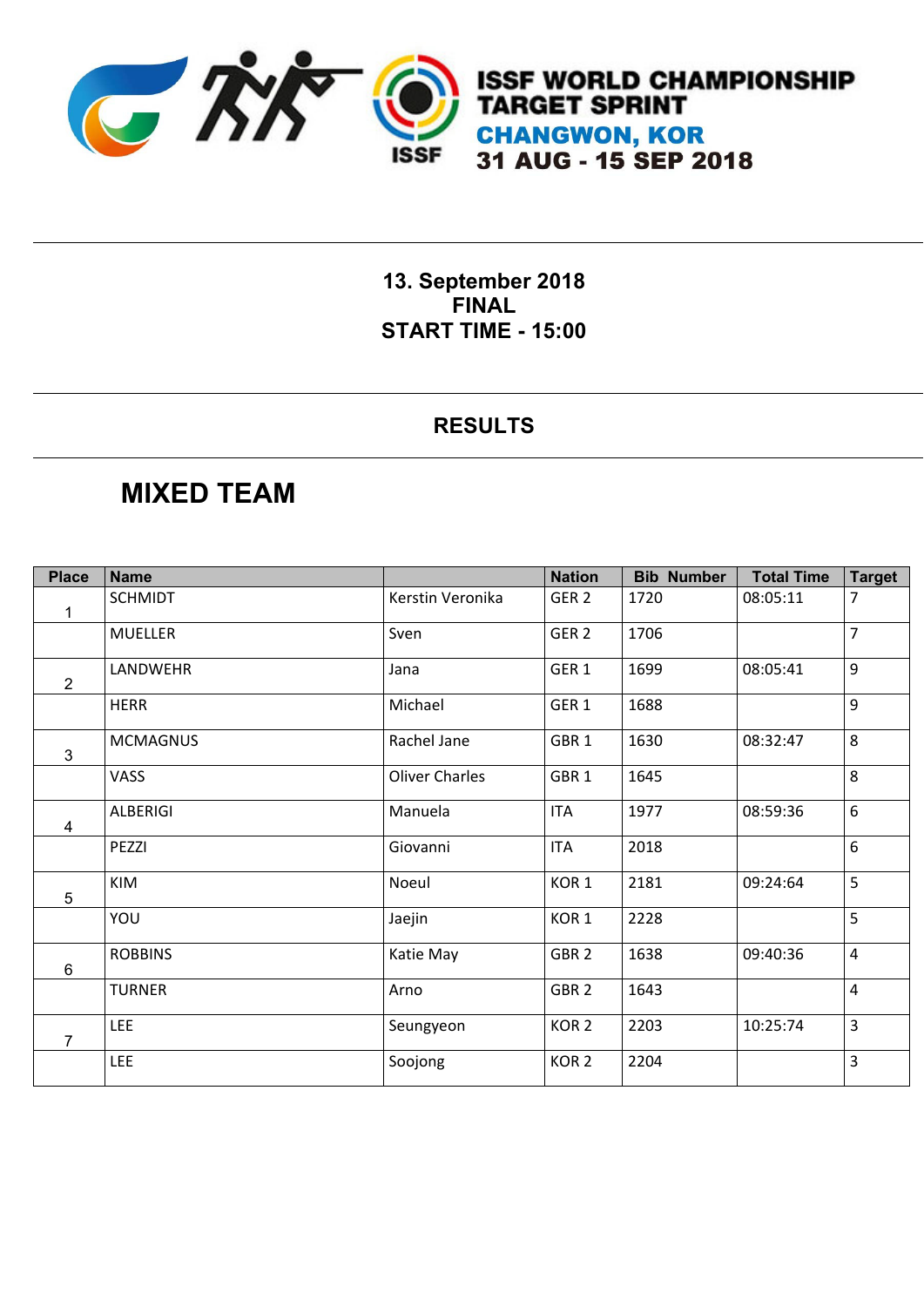# ISSF WORLD CHAMPIONSHIP TARGET SPRINT

## CHANGWON, KOR

## 31 AUG - 15 SEP 2018

**13. September 2018**
**FINAL**
**START TIME - 15:00**

## RESULTS

## MIXED TEAM

| Place | Name | | Nation | Bib Number | Total Time | Target |
|---|---|---|---|---|---|---|
| 1 | SCHMIDT | Kerstin Veronika | GER 2 | 1720 | 08:05:11 | 7 |
| | MUELLER | Sven | GER 2 | 1706 | | 7 |
| 2 | LANDWEHR | Jana | GER 1 | 1699 | 08:05:41 | 9 |
| | HERR | Michael | GER 1 | 1688 | | 9 |
| 3 | MCMAGNUS | Rachel Jane | GBR 1 | 1630 | 08:32:47 | 8 |
| | VASS | Oliver Charles | GBR 1 | 1645 | | 8 |
| 4 | ALBERIGI | Manuela | ITA | 1977 | 08:59:36 | 6 |
| | PEZZI | Giovanni | ITA | 2018 | | 6 |
| 5 | KIM | Noeul | KOR 1 | 2181 | 09:24:64 | 5 |
| | YOU | Jaejin | KOR 1 | 2228 | | 5 |
| 6 | ROBBINS | Katie May | GBR 2 | 1638 | 09:40:36 | 4 |
| | TURNER | Arno | GBR 2 | 1643 | | 4 |
| 7 | LEE | Seungyeon | KOR 2 | 2203 | 10:25:74 | 3 |
| | LEE | Soojong | KOR 2 | 2204 | | 3 |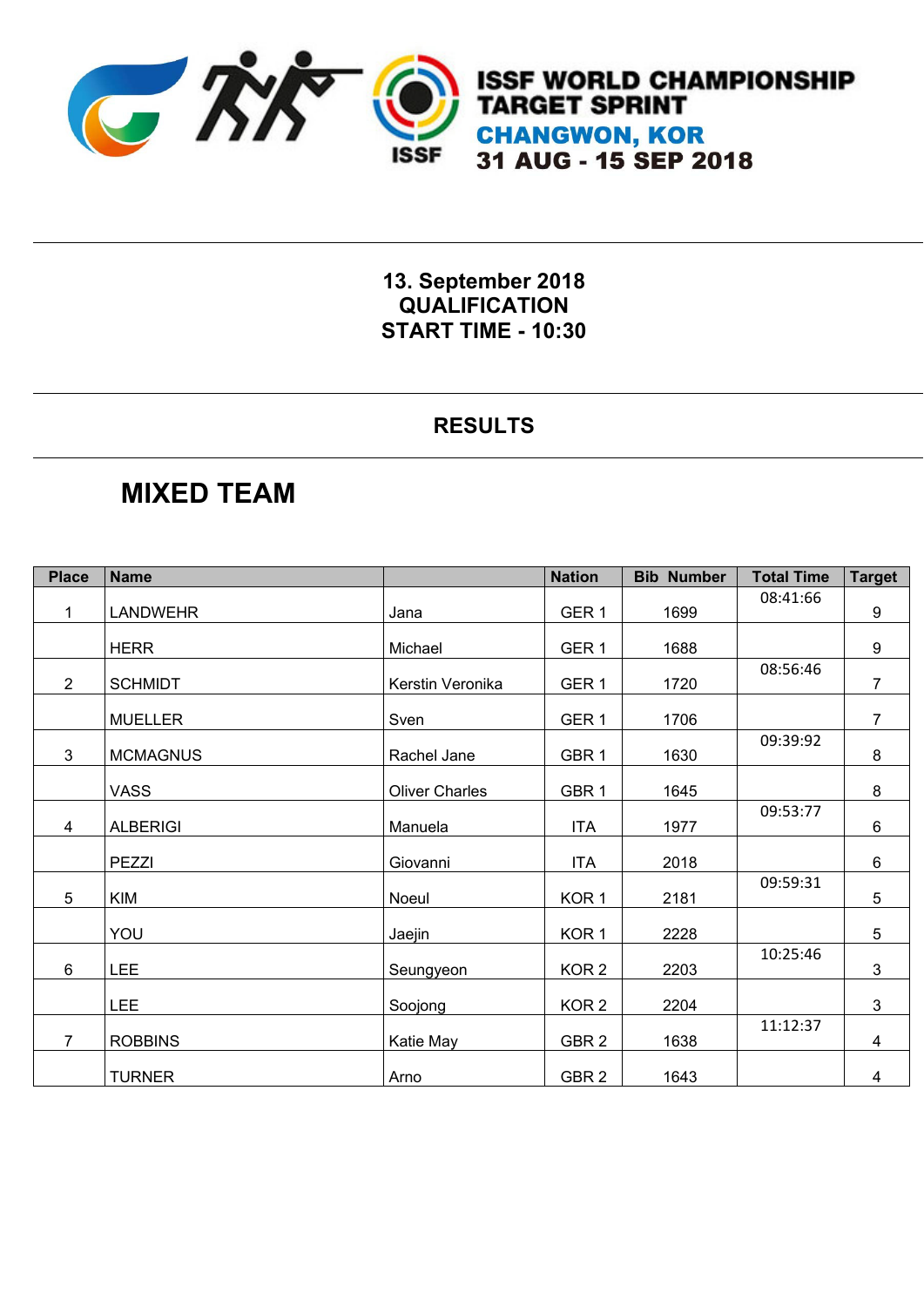# ISSF WORLD CHAMPIONSHIP TARGET SPRINT

## CHANGWON, KOR

## 31 AUG - 15 SEP 2018

**13. September 2018**
**QUALIFICATION**
**START TIME - 10:30**

## RESULTS

# MIXED TEAM

| Place | Name | | Nation | Bib Number | Total Time | Target |
|---|---|---|---|---|---|---|
| 1 | LANDWEHR | Jana | GER 1 | 1699 | 08:41:66 | 9 |
| | HERR | Michael | GER 1 | 1688 | | 9 |
| 2 | SCHMIDT | Kerstin Veronika | GER 1 | 1720 | 08:56:46 | 7 |
| | MUELLER | Sven | GER 1 | 1706 | | 7 |
| 3 | MCMAGNUS | Rachel Jane | GBR 1 | 1630 | 09:39:92 | 8 |
| | VASS | Oliver Charles | GBR 1 | 1645 | | 8 |
| 4 | ALBERIGI | Manuela | ITA | 1977 | 09:53:77 | 6 |
| | PEZZI | Giovanni | ITA | 2018 | | 6 |
| 5 | KIM | Noeul | KOR 1 | 2181 | 09:59:31 | 5 |
| | YOU | Jaejin | KOR 1 | 2228 | | 5 |
| 6 | LEE | Seungyeon | KOR 2 | 2203 | 10:25:46 | 3 |
| | LEE | Soojong | KOR 2 | 2204 | | 3 |
| 7 | ROBBINS | Katie May | GBR 2 | 1638 | 11:12:37 | 4 |
| | TURNER | Arno | GBR 2 | 1643 | | 4 |